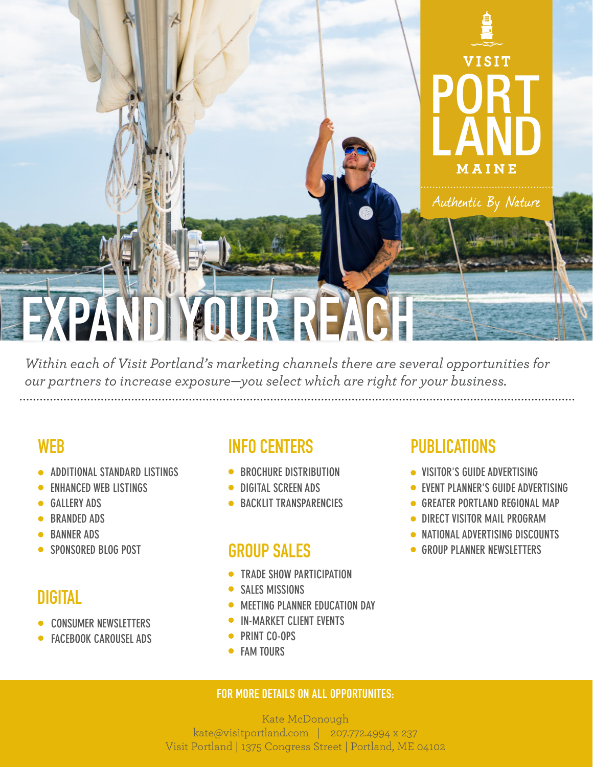VISIT
PORTLAND
MAINE

*Authentic By Nature*

# EXPAND YOUR REACH

*Within each of Visit Portland's marketing channels there are several opportunities for our partners to increase exposure—you select which are right for your business.*

## WEB

- ADDITIONAL STANDARD LISTINGS
- ENHANCED WEB LISTINGS
- GALLERY ADS
- BRANDED ADS
- BANNER ADS
- SPONSORED BLOG POST

## DIGITAL

- CONSUMER NEWSLETTERS
- FACEBOOK CAROUSEL ADS

## INFO CENTERS

- BROCHURE DISTRIBUTION
- DIGITAL SCREEN ADS
- BACKLIT TRANSPARENCIES

## GROUP SALES

- TRADE SHOW PARTICIPATION
- SALES MISSIONS
- MEETING PLANNER EDUCATION DAY
- IN-MARKET CLIENT EVENTS
- PRINT CO-OPS
- FAM TOURS

## PUBLICATIONS

- VISITOR'S GUIDE ADVERTISING
- EVENT PLANNER'S GUIDE ADVERTISING
- GREATER PORTLAND REGIONAL MAP
- DIRECT VISITOR MAIL PROGRAM
- NATIONAL ADVERTISING DISCOUNTS
- GROUP PLANNER NEWSLETTERS

**FOR MORE DETAILS ON ALL OPPORTUNITES:**

Kate McDonough
kate@visitportland.com | 207.772.4994 x 237
Visit Portland | 1375 Congress Street | Portland, ME 04102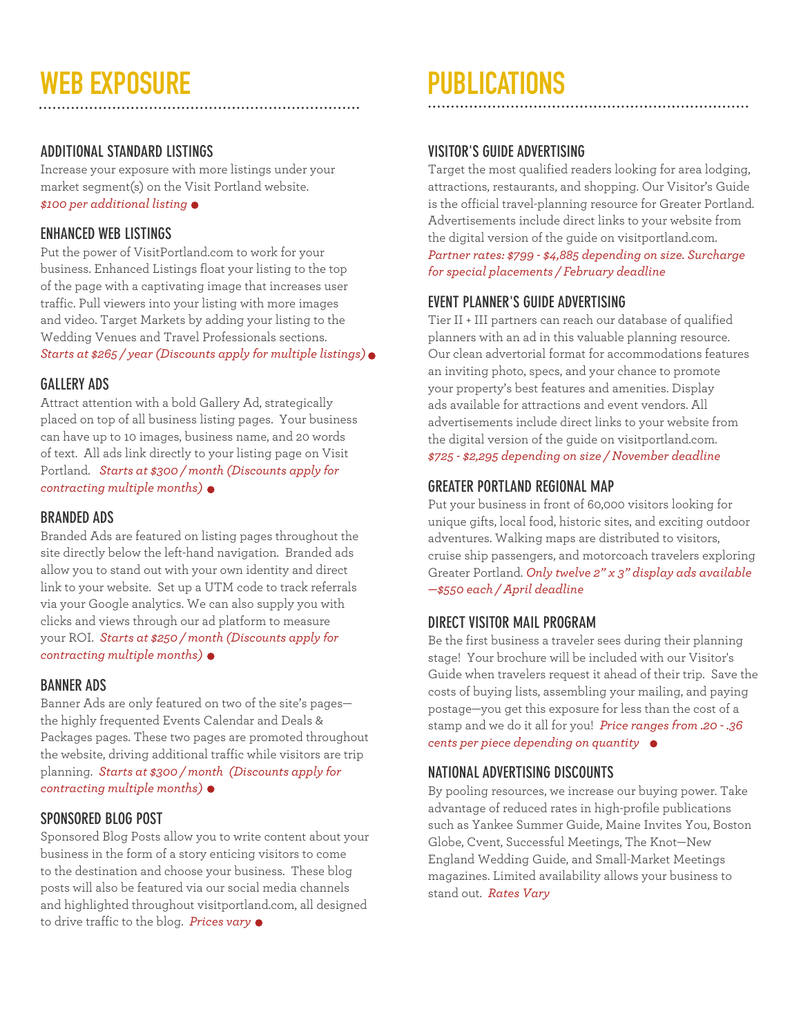# WEB EXPOSURE

## ADDITIONAL STANDARD LISTINGS

Increase your exposure with more listings under your market segment(s) on the Visit Portland website. *$100 per additional listing*

## ENHANCED WEB LISTINGS

Put the power of VisitPortland.com to work for your business. Enhanced Listings float your listing to the top of the page with a captivating image that increases user traffic. Pull viewers into your listing with more images and video. Target Markets by adding your listing to the Wedding Venues and Travel Professionals sections. *Starts at $265 / year (Discounts apply for multiple listings)*

## GALLERY ADS

Attract attention with a bold Gallery Ad, strategically placed on top of all business listing pages. Your business can have up to 10 images, business name, and 20 words of text. All ads link directly to your listing page on Visit Portland. *Starts at $300 / month (Discounts apply for contracting multiple months)*

## BRANDED ADS

Branded Ads are featured on listing pages throughout the site directly below the left-hand navigation. Branded ads allow you to stand out with your own identity and direct link to your website. Set up a UTM code to track referrals via your Google analytics. We can also supply you with clicks and views through our ad platform to measure your ROI. *Starts at $250 / month (Discounts apply for contracting multiple months)*

## BANNER ADS

Banner Ads are only featured on two of the site's pages—the highly frequented Events Calendar and Deals & Packages pages. These two pages are promoted throughout the website, driving additional traffic while visitors are trip planning. *Starts at $300 / month (Discounts apply for contracting multiple months)*

## SPONSORED BLOG POST

Sponsored Blog Posts allow you to write content about your business in the form of a story enticing visitors to come to the destination and choose your business. These blog posts will also be featured via our social media channels and highlighted throughout visitportland.com, all designed to drive traffic to the blog. *Prices vary*

# PUBLICATIONS

## VISITOR'S GUIDE ADVERTISING

Target the most qualified readers looking for area lodging, attractions, restaurants, and shopping. Our Visitor's Guide is the official travel-planning resource for Greater Portland. Advertisements include direct links to your website from the digital version of the guide on visitportland.com. *Partner rates: $799 - $4,885 depending on size. Surcharge for special placements / February deadline*

## EVENT PLANNER'S GUIDE ADVERTISING

Tier II + III partners can reach our database of qualified planners with an ad in this valuable planning resource. Our clean advertorial format for accommodations features an inviting photo, specs, and your chance to promote your property's best features and amenities. Display ads available for attractions and event vendors. All advertisements include direct links to your website from the digital version of the guide on visitportland.com. *$725 - $2,295 depending on size / November deadline*

## GREATER PORTLAND REGIONAL MAP

Put your business in front of 60,000 visitors looking for unique gifts, local food, historic sites, and exciting outdoor adventures. Walking maps are distributed to visitors, cruise ship passengers, and motorcoach travelers exploring Greater Portland. *Only twelve 2" x 3" display ads available —$550 each / April deadline*

## DIRECT VISITOR MAIL PROGRAM

Be the first business a traveler sees during their planning stage! Your brochure will be included with our Visitor's Guide when travelers request it ahead of their trip. Save the costs of buying lists, assembling your mailing, and paying postage—you get this exposure for less than the cost of a stamp and we do it all for you! *Price ranges from .20 - .36 cents per piece depending on quantity*

## NATIONAL ADVERTISING DISCOUNTS

By pooling resources, we increase our buying power. Take advantage of reduced rates in high-profile publications such as Yankee Summer Guide, Maine Invites You, Boston Globe, Cvent, Successful Meetings, The Knot—New England Wedding Guide, and Small-Market Meetings magazines. Limited availability allows your business to stand out. *Rates Vary*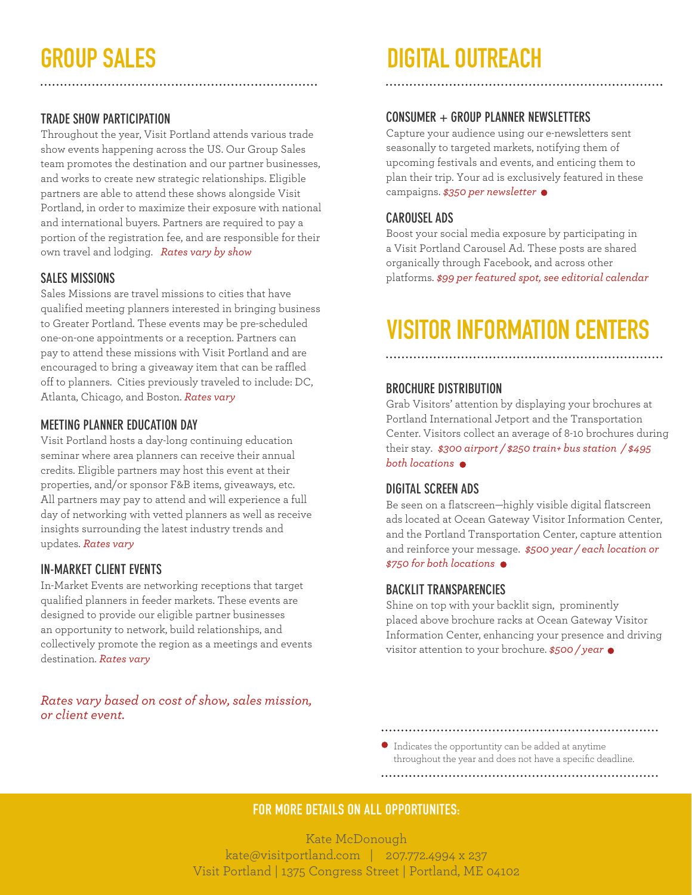# GROUP SALES

### TRADE SHOW PARTICIPATION

Throughout the year, Visit Portland attends various trade show events happening across the US. Our Group Sales team promotes the destination and our partner businesses, and works to create new strategic relationships. Eligible partners are able to attend these shows alongside Visit Portland, in order to maximize their exposure with national and international buyers. Partners are required to pay a portion of the registration fee, and are responsible for their own travel and lodging. *Rates vary by show*

### SALES MISSIONS

Sales Missions are travel missions to cities that have qualified meeting planners interested in bringing business to Greater Portland. These events may be pre-scheduled one-on-one appointments or a reception. Partners can pay to attend these missions with Visit Portland and are encouraged to bring a giveaway item that can be raffled off to planners. Cities previously traveled to include: DC, Atlanta, Chicago, and Boston. *Rates vary*

### MEETING PLANNER EDUCATION DAY

Visit Portland hosts a day-long continuing education seminar where area planners can receive their annual credits. Eligible partners may host this event at their properties, and/or sponsor F&B items, giveaways, etc. All partners may pay to attend and will experience a full day of networking with vetted planners as well as receive insights surrounding the latest industry trends and updates. *Rates vary*

### IN-MARKET CLIENT EVENTS

In-Market Events are networking receptions that target qualified planners in feeder markets. These events are designed to provide our eligible partner businesses an opportunity to network, build relationships, and collectively promote the region as a meetings and events destination. *Rates vary*

*Rates vary based on cost of show, sales mission, or client event.*

# DIGITAL OUTREACH

### CONSUMER + GROUP PLANNER NEWSLETTERS

Capture your audience using our e-newsletters sent seasonally to targeted markets, notifying them of upcoming festivals and events, and enticing them to plan their trip. Your ad is exclusively featured in these campaigns. *$350 per newsletter* ●

### CAROUSEL ADS

Boost your social media exposure by participating in a Visit Portland Carousel Ad. These posts are shared organically through Facebook, and across other platforms. *$99 per featured spot, see editorial calendar*

# VISITOR INFORMATION CENTERS

### BROCHURE DISTRIBUTION

Grab Visitors' attention by displaying your brochures at Portland International Jetport and the Transportation Center. Visitors collect an average of 8-10 brochures during their stay. *$300 airport / $250 train+ bus station / $495 both locations* ●

### DIGITAL SCREEN ADS

Be seen on a flatscreen—highly visible digital flatscreen ads located at Ocean Gateway Visitor Information Center, and the Portland Transportation Center, capture attention and reinforce your message. *$500 year / each location or $750 for both locations* ●

### BACKLIT TRANSPARENCIES

Shine on top with your backlit sign, prominently placed above brochure racks at Ocean Gateway Visitor Information Center, enhancing your presence and driving visitor attention to your brochure. *$500 / year* ●

● Indicates the opportuntity can be added at anytime throughout the year and does not have a specific deadline.

**FOR MORE DETAILS ON ALL OPPORTUNITES:**

Kate McDonough
kate@visitportland.com | 207.772.4994 x 237
Visit Portland | 1375 Congress Street | Portland, ME 04102